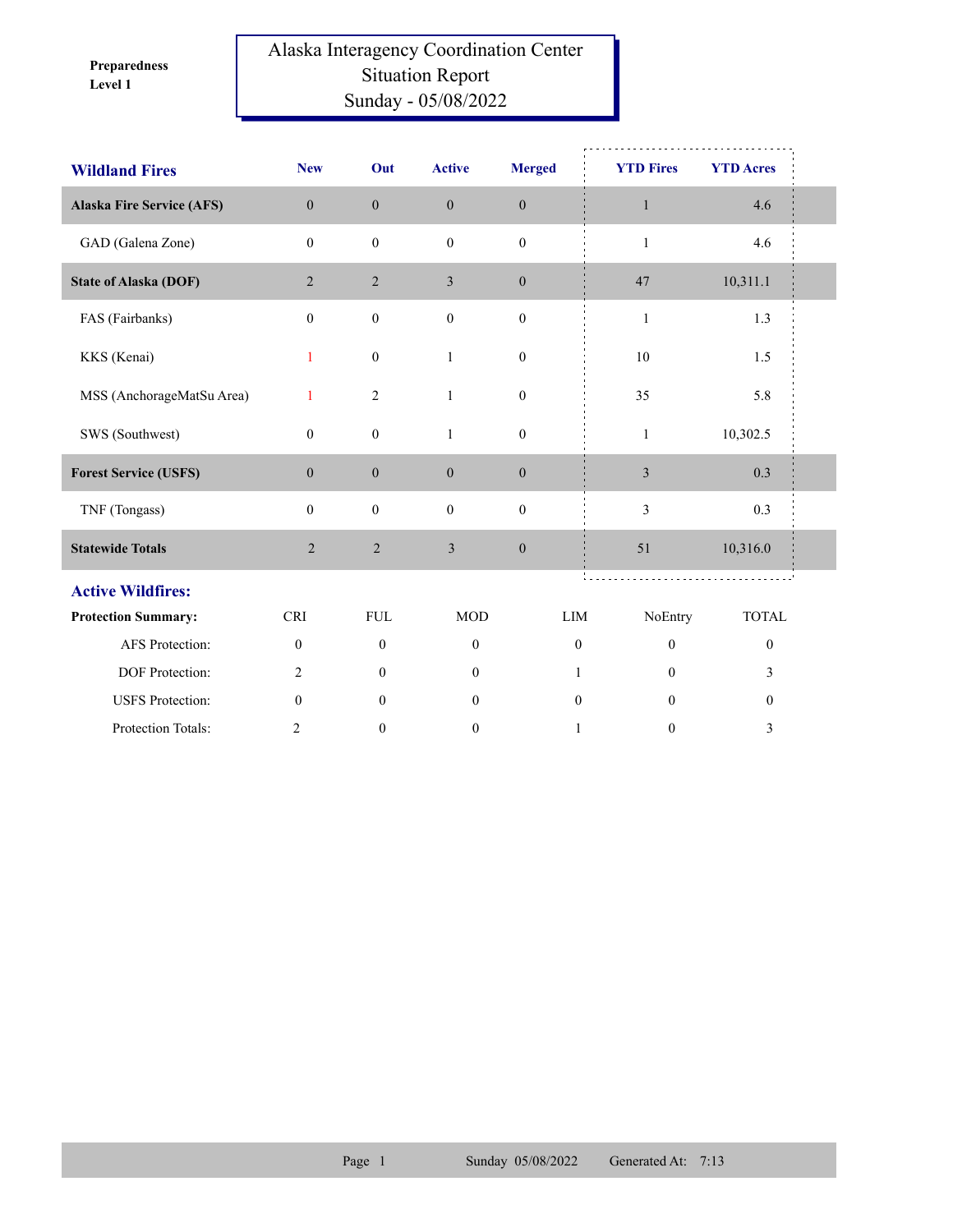**Preparedness Level 1**

# Alaska Interagency Coordination Center
## Situation Report
### Sunday - 05/08/2022

| Wildland Fires | New | Out | Active | Merged | YTD Fires | YTD Acres |
|---|---|---|---|---|---|---|
| **Alaska Fire Service (AFS)** | 0 | 0 | 0 | 0 | 1 | 4.6 |
| GAD (Galena Zone) | 0 | 0 | 0 | 0 | 1 | 4.6 |
| **State of Alaska (DOF)** | 2 | 2 | 3 | 0 | 47 | 10,311.1 |
| FAS (Fairbanks) | 0 | 0 | 0 | 0 | 1 | 1.3 |
| KKS (Kenai) | 1 | 0 | 1 | 0 | 10 | 1.5 |
| MSS (AnchorageMatSu Area) | 1 | 2 | 1 | 0 | 35 | 5.8 |
| SWS (Southwest) | 0 | 0 | 1 | 0 | 1 | 10,302.5 |
| **Forest Service (USFS)** | 0 | 0 | 0 | 0 | 3 | 0.3 |
| TNF (Tongass) | 0 | 0 | 0 | 0 | 3 | 0.3 |
| **Statewide Totals** | 2 | 2 | 3 | 0 | 51 | 10,316.0 |

## Active Wildfires:

| Protection Summary: | CRI | FUL | MOD | LIM | NoEntry | TOTAL |
|---|---|---|---|---|---|---|
| AFS Protection: | 0 | 0 | 0 | 0 | 0 | 0 |
| DOF Protection: | 2 | 0 | 0 | 1 | 0 | 3 |
| USFS Protection: | 0 | 0 | 0 | 0 | 0 | 0 |
| Protection Totals: | 2 | 0 | 0 | 1 | 0 | 3 |

Sunday 05/08/2022 Generated At: 7:13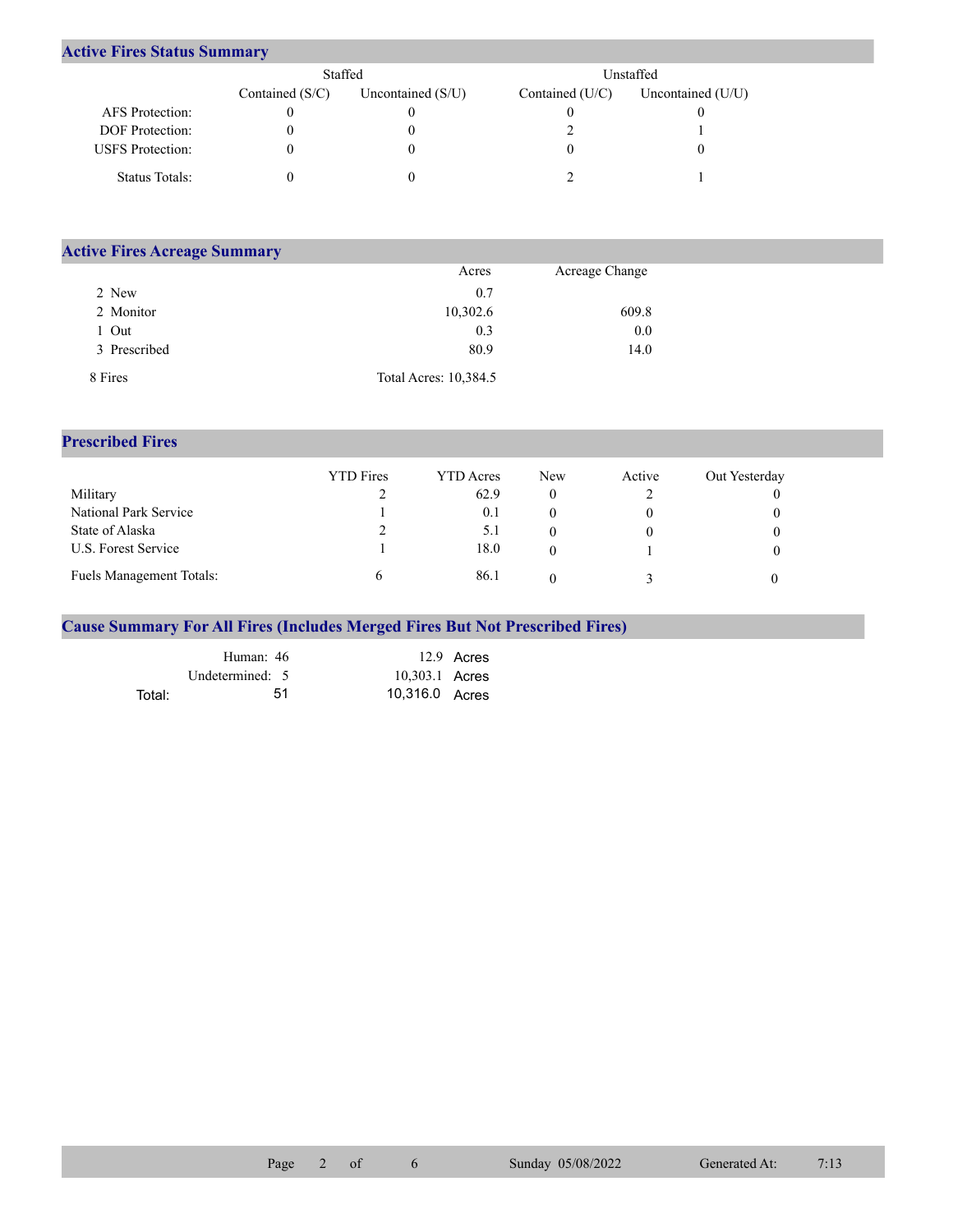## Active Fires Status Summary

| | Staffed | | Unstaffed | |
|---|---|---|---|---|
| | Contained (S/C) | Uncontained (S/U) | Contained (U/C) | Uncontained (U/U) |
| AFS Protection: | 0 | 0 | 0 | 0 |
| DOF Protection: | 0 | 0 | 2 | 1 |
| USFS Protection: | 0 | 0 | 0 | 0 |
| Status Totals: | 0 | 0 | 2 | 1 |

## Active Fires Acreage Summary

| | Acres | Acreage Change |
|---|---|---|
| 2 New | 0.7 | |
| 2 Monitor | 10,302.6 | 609.8 |
| 1 Out | 0.3 | 0.0 |
| 3 Prescribed | 80.9 | 14.0 |
| 8 Fires | Total Acres: 10,384.5 | |

## Prescribed Fires

| | YTD Fires | YTD Acres | New | Active | Out Yesterday |
|---|---|---|---|---|---|
| Military | 2 | 62.9 | 0 | 2 | 0 |
| National Park Service | 1 | 0.1 | 0 | 0 | 0 |
| State of Alaska | 2 | 5.1 | 0 | 0 | 0 |
| U.S. Forest Service | 1 | 18.0 | 0 | 1 | 0 |
| Fuels Management Totals: | 6 | 86.1 | 0 | 3 | 0 |

## Cause Summary For All Fires (Includes Merged Fires But Not Prescribed Fires)

| | Fires | Acres |
|---|---|---|
| Human: | 46 | 12.9 Acres |
| Undetermined: | 5 | 10,303.1 Acres |
| Total: | 51 | 10,316.0 Acres |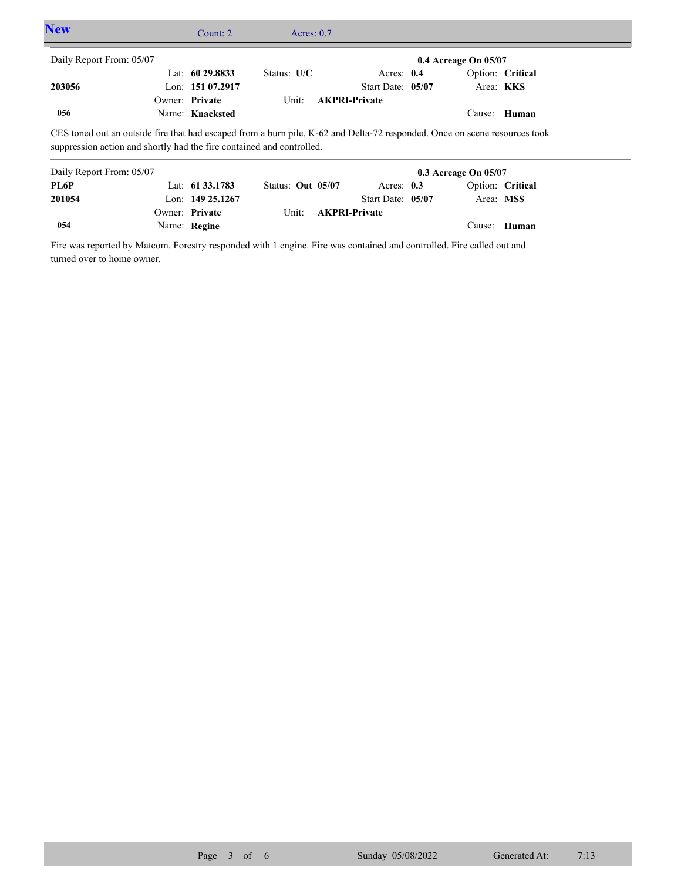## New

Count: 2 Acres: 0.7

---

Daily Report From: 05/07 **0.4 Acreage On 05/07**

| | | | | |
|---|---|---|---|---|
| | Lat: **60 29.8833** | Status: **U/C** | Acres: **0.4** | Option: **Critical** |
| **203056** | Lon: **151 07.2917** | | Start Date: **05/07** | Area: **KKS** |
| | Owner: **Private** | Unit: **AKPRI-Private** | | |
| **056** | Name: **Knacksted** | | | Cause: **Human** |

CES toned out an outside fire that had escaped from a burn pile. K-62 and Delta-72 responded. Once on scene resources took suppression action and shortly had the fire contained and controlled.

---

Daily Report From: 05/07 **0.3 Acreage On 05/07**

| | | | | |
|---|---|---|---|---|
| **PL6P** | Lat: **61 33.1783** | Status: **Out 05/07** | Acres: **0.3** | Option: **Critical** |
| **201054** | Lon: **149 25.1267** | | Start Date: **05/07** | Area: **MSS** |
| | Owner: **Private** | Unit: **AKPRI-Private** | | |
| **054** | Name: **Regine** | | | Cause: **Human** |

Fire was reported by Matcom. Forestry responded with 1 engine. Fire was contained and controlled. Fire called out and turned over to home owner.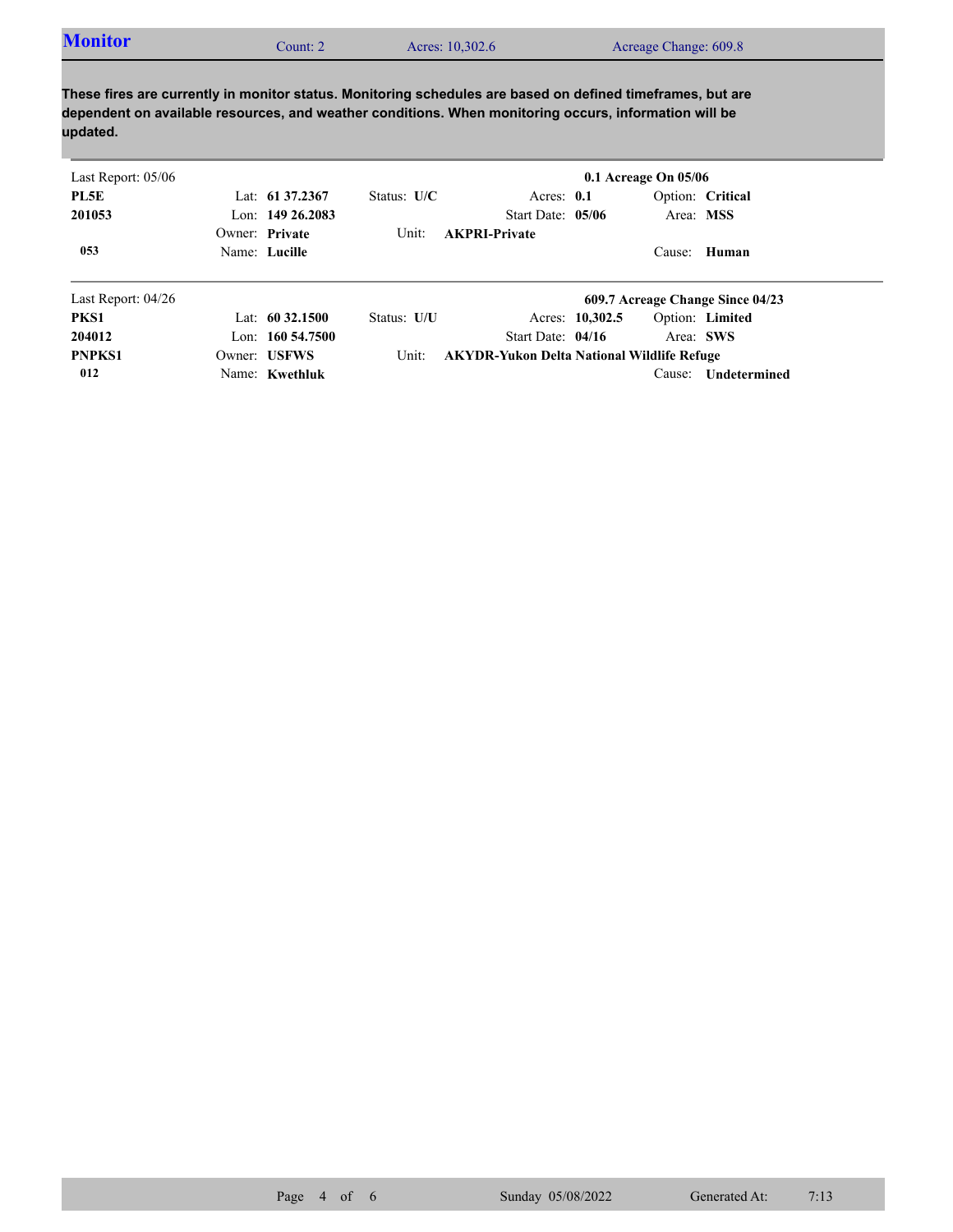## Monitor

Count: 2 | Acres: 10,302.6 | Acreage Change: 609.8

**These fires are currently in monitor status. Monitoring schedules are based on defined timeframes, but are dependent on available resources, and weather conditions. When monitoring occurs, information will be updated.**

| Last Report: 05/06 | | | | | **0.1 Acreage On 05/06** |
|---|---|---|---|---|---|
| **PL5E** | Lat: **61 37.2367** | Status: **U/C** | Acres: **0.1** | | Option: **Critical** |
| **201053** | Lon: **149 26.2083** | | Start Date: **05/06** | | Area: **MSS** |
| | Owner: **Private** | Unit: | **AKPRI-Private** | | |
| **053** | Name: **Lucille** | | | | Cause: **Human** |

| Last Report: 04/26 | | | | | **609.7 Acreage Change Since 04/23** |
|---|---|---|---|---|---|
| **PKS1** | Lat: **60 32.1500** | Status: **U/U** | Acres: **10,302.5** | | Option: **Limited** |
| **204012** | Lon: **160 54.7500** | | Start Date: **04/16** | | Area: **SWS** |
| **PNPKS1** | Owner: **USFWS** | Unit: | **AKYDR-Yukon Delta National Wildlife Refuge** | | |
| **012** | Name: **Kwethluk** | | | | Cause: **Undetermined** |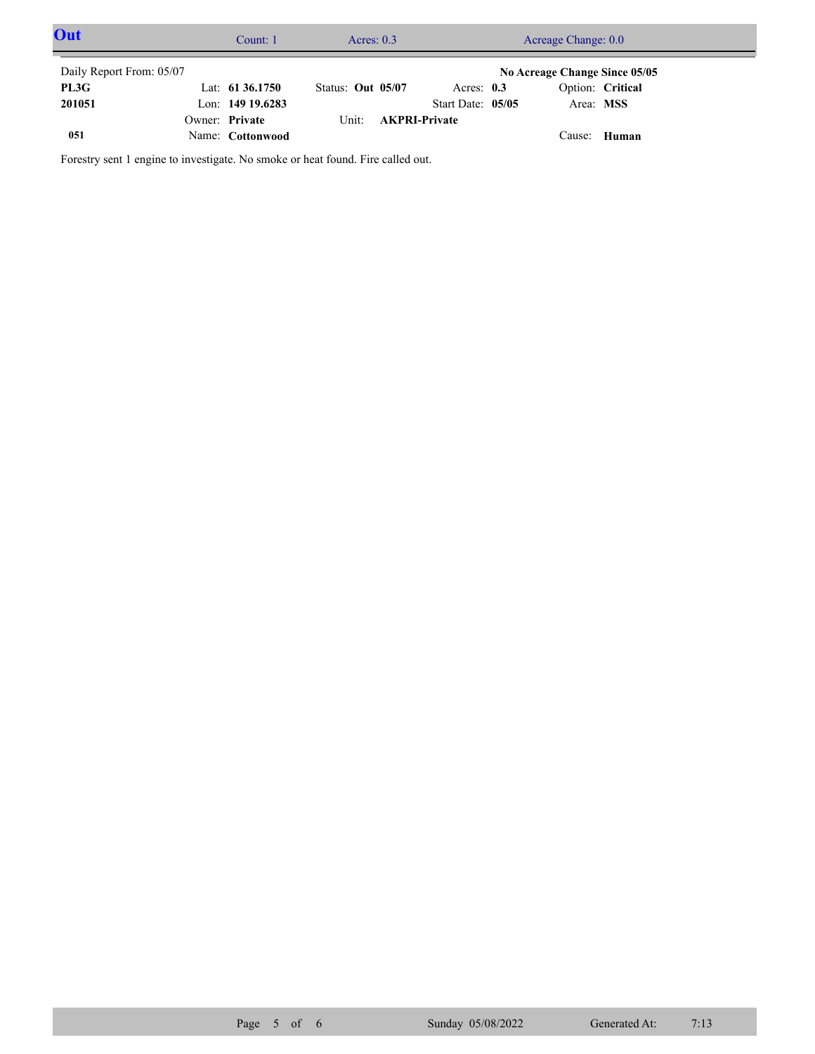## Out

Count: 1 | Acres: 0.3 | Acreage Change: 0.0

Daily Report From: 05/07 **No Acreage Change Since 05/05**

| | | | | |
|---|---|---|---|---|
| **PL3G** | Lat: **61 36.1750** | Status: **Out 05/07** | Acres: **0.3** | Option: **Critical** |
| **201051** | Lon: **149 19.6283** | | Start Date: **05/05** | Area: **MSS** |
| | Owner: **Private** | Unit: **AKPRI-Private** | | |
| **051** | Name: **Cottonwood** | | | Cause: **Human** |

Forestry sent 1 engine to investigate. No smoke or heat found. Fire called out.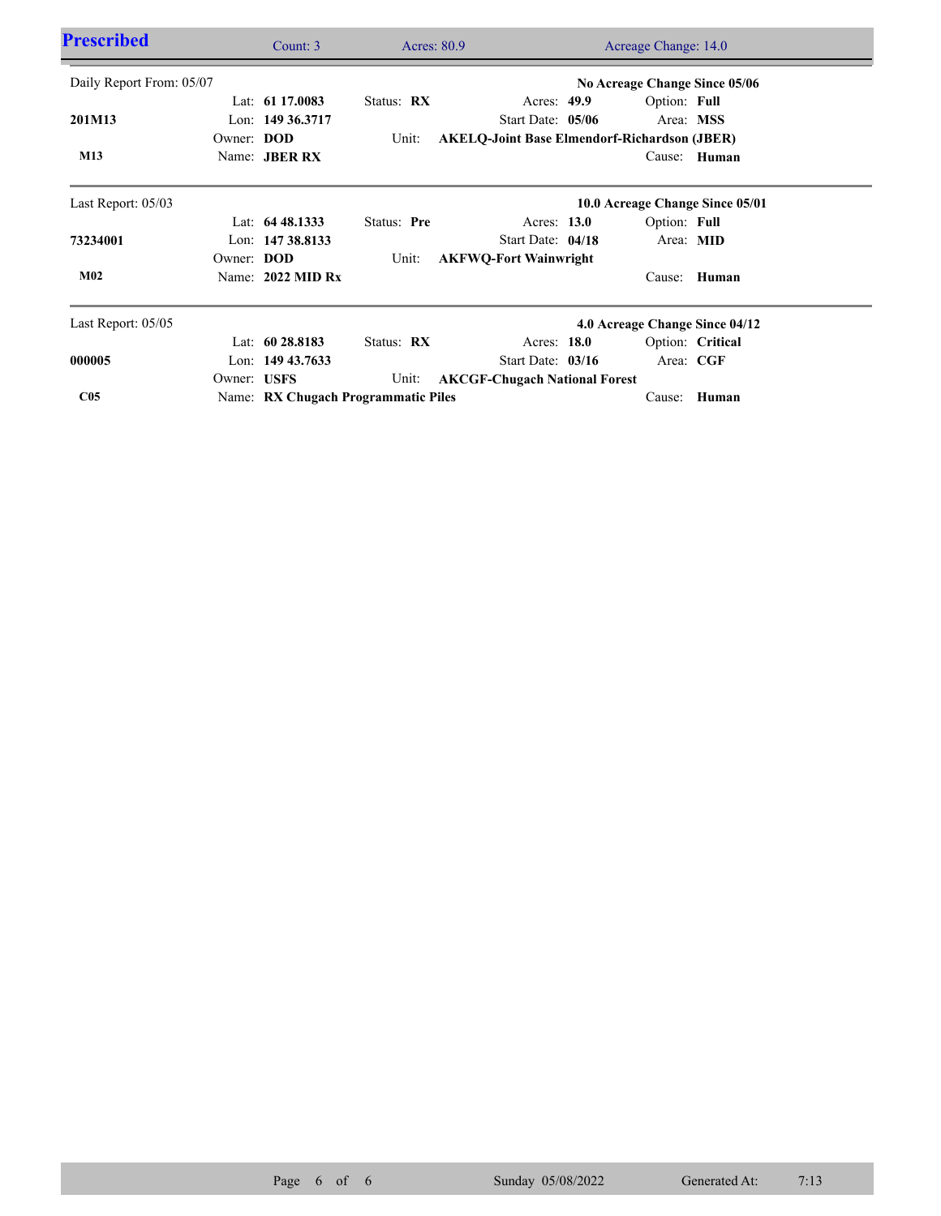## Prescribed

Count: 3 | Acres: 80.9 | Acreage Change: 14.0

---

Daily Report From: 05/07

**No Acreage Change Since 05/06**

| | | | | |
|---|---|---|---|---|
| **201M13** | Lat: **61 17.0083** | Status: **RX** | Acres: **49.9** | Option: **Full** |
| | Lon: **149 36.3717** | | Start Date: **05/06** | Area: **MSS** |
| | Owner: **DOD** | Unit: **AKELQ-Joint Base Elmendorf-Richardson (JBER)** | | |
| **M13** | Name: **JBER RX** | | | Cause: **Human** |

---

Last Report: 05/03

**10.0 Acreage Change Since 05/01**

| | | | | |
|---|---|---|---|---|
| **73234001** | Lat: **64 48.1333** | Status: **Pre** | Acres: **13.0** | Option: **Full** |
| | Lon: **147 38.8133** | | Start Date: **04/18** | Area: **MID** |
| | Owner: **DOD** | Unit: **AKFWQ-Fort Wainwright** | | |
| **M02** | Name: **2022 MID Rx** | | | Cause: **Human** |

---

Last Report: 05/05

**4.0 Acreage Change Since 04/12**

| | | | | |
|---|---|---|---|---|
| **000005** | Lat: **60 28.8183** | Status: **RX** | Acres: **18.0** | Option: **Critical** |
| | Lon: **149 43.7633** | | Start Date: **03/16** | Area: **CGF** |
| | Owner: **USFS** | Unit: **AKCGF-Chugach National Forest** | | |
| **C05** | Name: **RX Chugach Programmatic Piles** | | | Cause: **Human** |

Sunday 05/08/2022 | Generated At: 7:13